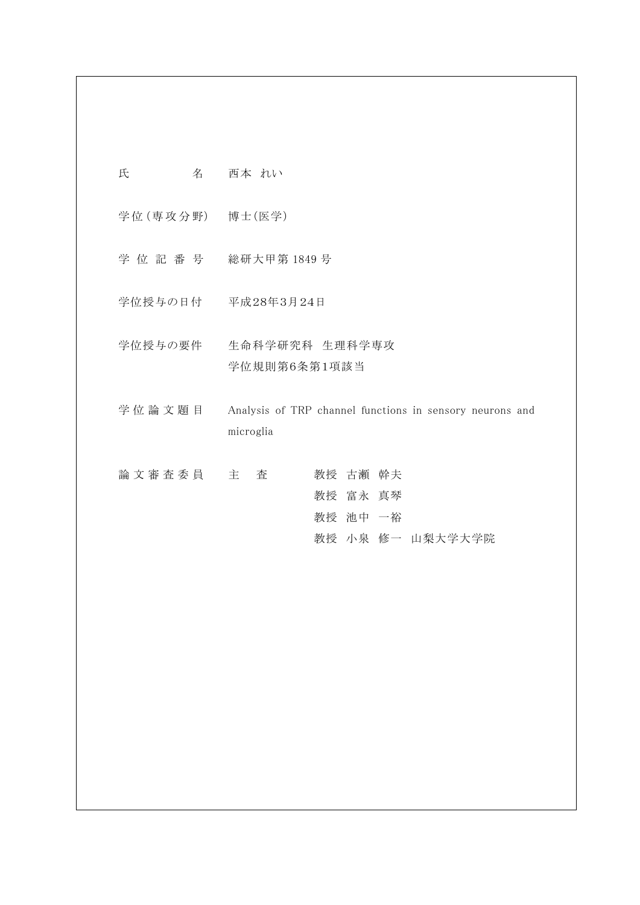| | |
|---|---|
| 氏　　　名 | 西本 れい |
| 学位(専攻分野) | 博士(医学) |
| 学 位 記 番 号 | 総研大甲第 1849 号 |
| 学位授与の日付 | 平成28年3月24日 |
| 学位授与の要件 | 生命科学研究科　生理科学専攻<br>学位規則第6条第1項該当 |
| 学 位 論 文 題 目 | Analysis of TRP channel functions in sensory neurons and microglia |
| 論 文 審 査 委 員 | 主　査　　教授　古瀬　幹夫<br>教授　富永　真琴<br>教授　池中　一裕<br>教授　小泉　修一　山梨大学大学院 |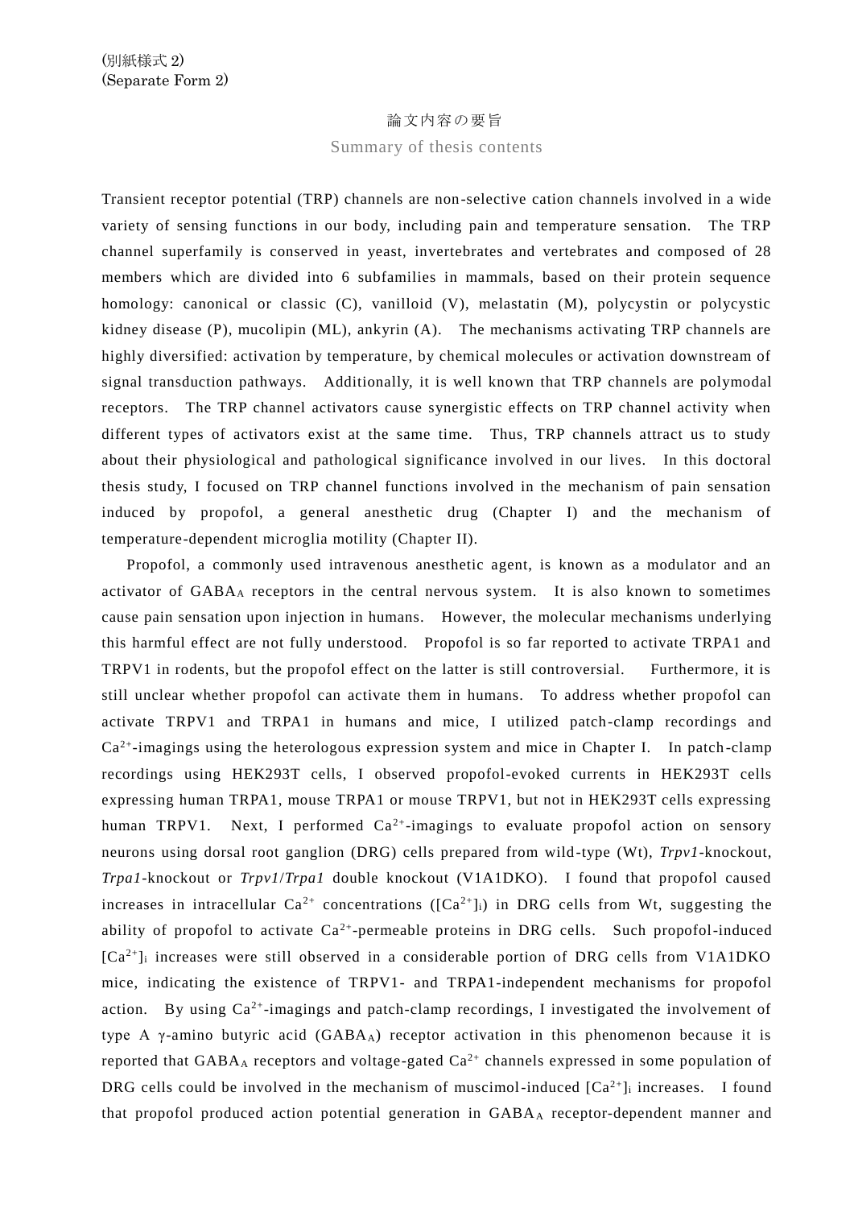(別紙様式 2)
(Separate Form 2)

論文内容の要旨

Summary of thesis contents

Transient receptor potential (TRP) channels are non-selective cation channels involved in a wide variety of sensing functions in our body, including pain and temperature sensation. The TRP channel superfamily is conserved in yeast, invertebrates and vertebrates and composed of 28 members which are divided into 6 subfamilies in mammals, based on their protein sequence homology: canonical or classic (C), vanilloid (V), melastatin (M), polycystin or polycystic kidney disease (P), mucolipin (ML), ankyrin (A). The mechanisms activating TRP channels are highly diversified: activation by temperature, by chemical molecules or activation downstream of signal transduction pathways. Additionally, it is well known that TRP channels are polymodal receptors. The TRP channel activators cause synergistic effects on TRP channel activity when different types of activators exist at the same time. Thus, TRP channels attract us to study about their physiological and pathological significance involved in our lives. In this doctoral thesis study, I focused on TRP channel functions involved in the mechanism of pain sensation induced by propofol, a general anesthetic drug (Chapter I) and the mechanism of temperature-dependent microglia motility (Chapter II).

Propofol, a commonly used intravenous anesthetic agent, is known as a modulator and an activator of $GABA_A$ receptors in the central nervous system. It is also known to sometimes cause pain sensation upon injection in humans. However, the molecular mechanisms underlying this harmful effect are not fully understood. Propofol is so far reported to activate TRPA1 and TRPV1 in rodents, but the propofol effect on the latter is still controversial. Furthermore, it is still unclear whether propofol can activate them in humans. To address whether propofol can activate TRPV1 and TRPA1 in humans and mice, I utilized patch-clamp recordings and $Ca^{2+}$-imagings using the heterologous expression system and mice in Chapter I. In patch-clamp recordings using HEK293T cells, I observed propofol-evoked currents in HEK293T cells expressing human TRPA1, mouse TRPA1 or mouse TRPV1, but not in HEK293T cells expressing human TRPV1. Next, I performed $Ca^{2+}$-imagings to evaluate propofol action on sensory neurons using dorsal root ganglion (DRG) cells prepared from wild-type (Wt), *Trpv1*-knockout, *Trpa1*-knockout or *Trpv1*/*Trpa1* double knockout (V1A1DKO). I found that propofol caused increases in intracellular $Ca^{2+}$ concentrations ($[Ca^{2+}]_i$) in DRG cells from Wt, suggesting the ability of propofol to activate $Ca^{2+}$-permeable proteins in DRG cells. Such propofol-induced $[Ca^{2+}]_i$ increases were still observed in a considerable portion of DRG cells from V1A1DKO mice, indicating the existence of TRPV1- and TRPA1-independent mechanisms for propofol action. By using $Ca^{2+}$-imagings and patch-clamp recordings, I investigated the involvement of type A γ-amino butyric acid ($GABA_A$) receptor activation in this phenomenon because it is reported that $GABA_A$ receptors and voltage-gated $Ca^{2+}$ channels expressed in some population of DRG cells could be involved in the mechanism of muscimol-induced $[Ca^{2+}]_i$ increases. I found that propofol produced action potential generation in $GABA_A$ receptor-dependent manner and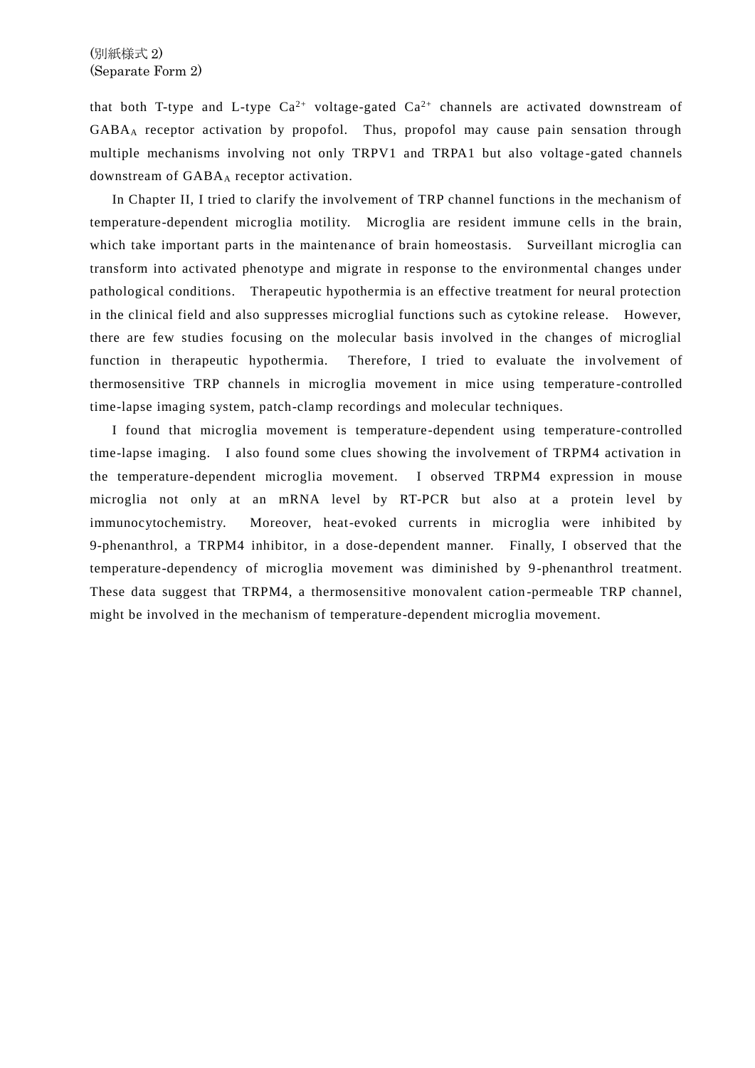that both T-type and L-type $Ca^{2+}$ voltage-gated $Ca^{2+}$ channels are activated downstream of $GABA_A$ receptor activation by propofol. Thus, propofol may cause pain sensation through multiple mechanisms involving not only TRPV1 and TRPA1 but also voltage-gated channels downstream of $GABA_A$ receptor activation.

In Chapter II, I tried to clarify the involvement of TRP channel functions in the mechanism of temperature-dependent microglia motility. Microglia are resident immune cells in the brain, which take important parts in the maintenance of brain homeostasis. Surveillant microglia can transform into activated phenotype and migrate in response to the environmental changes under pathological conditions. Therapeutic hypothermia is an effective treatment for neural protection in the clinical field and also suppresses microglial functions such as cytokine release. However, there are few studies focusing on the molecular basis involved in the changes of microglial function in therapeutic hypothermia. Therefore, I tried to evaluate the involvement of thermosensitive TRP channels in microglia movement in mice using temperature-controlled time-lapse imaging system, patch-clamp recordings and molecular techniques.

I found that microglia movement is temperature-dependent using temperature-controlled time-lapse imaging. I also found some clues showing the involvement of TRPM4 activation in the temperature-dependent microglia movement. I observed TRPM4 expression in mouse microglia not only at an mRNA level by RT-PCR but also at a protein level by immunocytochemistry. Moreover, heat-evoked currents in microglia were inhibited by 9-phenanthrol, a TRPM4 inhibitor, in a dose-dependent manner. Finally, I observed that the temperature-dependency of microglia movement was diminished by 9-phenanthrol treatment. These data suggest that TRPM4, a thermosensitive monovalent cation-permeable TRP channel, might be involved in the mechanism of temperature-dependent microglia movement.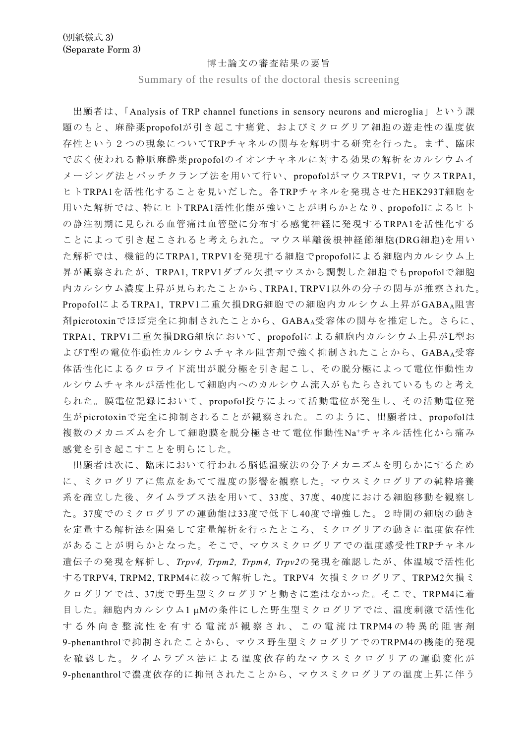(別紙様式 3)
(Separate Form 3)

博士論文の審査結果の要旨

Summary of the results of the doctoral thesis screening

出願者は、「Analysis of TRP channel functions in sensory neurons and microglia」という課題のもと、麻酔薬propofolが引き起こす痛覚、およびミクログリア細胞の遊走性の温度依存性という２つの現象についてTRPチャネルの関与を解明する研究を行った。まず、臨床で広く使われる静脈麻酔薬propofolのイオンチャネルに対する効果の解析をカルシウムイメージング法とパッチクランプ法を用いて行い、propofolがマウスTRPV1, マウスTRPA1, ヒトTRPA1を活性化することを見いだした。各TRPチャネルを発現させたHEK293T細胞を用いた解析では、特にヒトTRPA1活性化能が強いことが明らかとなり、propofolによるヒトの静注初期に見られる血管痛は血管壁に分布する感覚神経に発現するTRPA1を活性化することによって引き起こされると考えられた。マウス単離後根神経節細胞(DRG細胞)を用いた解析では、機能的にTRPA1, TRPV1を発現する細胞でpropofolによる細胞内カルシウム上昇が観察されたが、TRPA1, TRPV1ダブル欠損マウスから調製した細胞でもpropofolで細胞内カルシウム濃度上昇が見られたことから、TRPA1, TRPV1以外の分子の関与が推察された。PropofolによるTRPA1, TRPV1二重欠損DRG細胞での細胞内カルシウム上昇が$GABA_A$阻害剤picrotoxinでほぼ完全に抑制されたことから、$GABA_A$受容体の関与を推定した。さらに、TRPA1, TRPV1二重欠損DRG細胞において、propofolによる細胞内カルシウム上昇がL型およびT型の電位作動性カルシウムチャネル阻害剤で強く抑制されたことから、$GABA_A$受容体活性化によるクロライド流出が脱分極を引き起こし、その脱分極によって電位作動性カルシウムチャネルが活性化して細胞内へのカルシウム流入がもたらされているものと考えられた。膜電位記録において、propofol投与によって活動電位が発生し、その活動電位発生がpicrotoxinで完全に抑制されることが観察された。このように、出願者は、propofolは複数のメカニズムを介して細胞膜を脱分極させて電位作動性$Na^+$チャネル活性化から痛み感覚を引き起こすことを明らかにした。

出願者は次に、臨床において行われる脳低温療法の分子メカニズムを明らかにするために、ミクログリアに焦点をあてて温度の影響を観察した。マウスミクログリアの純粋培養系を確立した後、タイムラプス法を用いて、33度、37度、40度における細胞移動を観察した。37度でのミクログリアの運動能は33度で低下し40度で増強した。２時間の細胞の動きを定量する解析法を開発して定量解析を行ったところ、ミクログリアの動きに温度依存性があることが明らかとなった。そこで、マウスミクログリアでの温度感受性TRPチャネル遺伝子の発現を解析し、*Trpv4, Trpm2, Trpm4, Trpv2*の発現を確認したが、体温域で活性化するTRPV4, TRPM2, TRPM4に絞って解析した。TRPV4 欠損ミクログリア、TRPM2欠損ミクログリアでは、37度で野生型ミクログリアと動きに差はなかった。そこで、TRPM4に着目した。細胞内カルシウム1 μMの条件にした野生型ミクログリアでは、温度刺激で活性化する外向き整流性を有する電流が観察され、この電流はTRPM4の特異的阻害剤9-phenanthrolで抑制されたことから、マウス野生型ミクログリアでのTRPM4の機能的発現を確認した。タイムラプス法による温度依存的なマウスミクログリアの運動変化が9-phenanthrolで濃度依存的に抑制されたことから、マウスミクログリアの温度上昇に伴う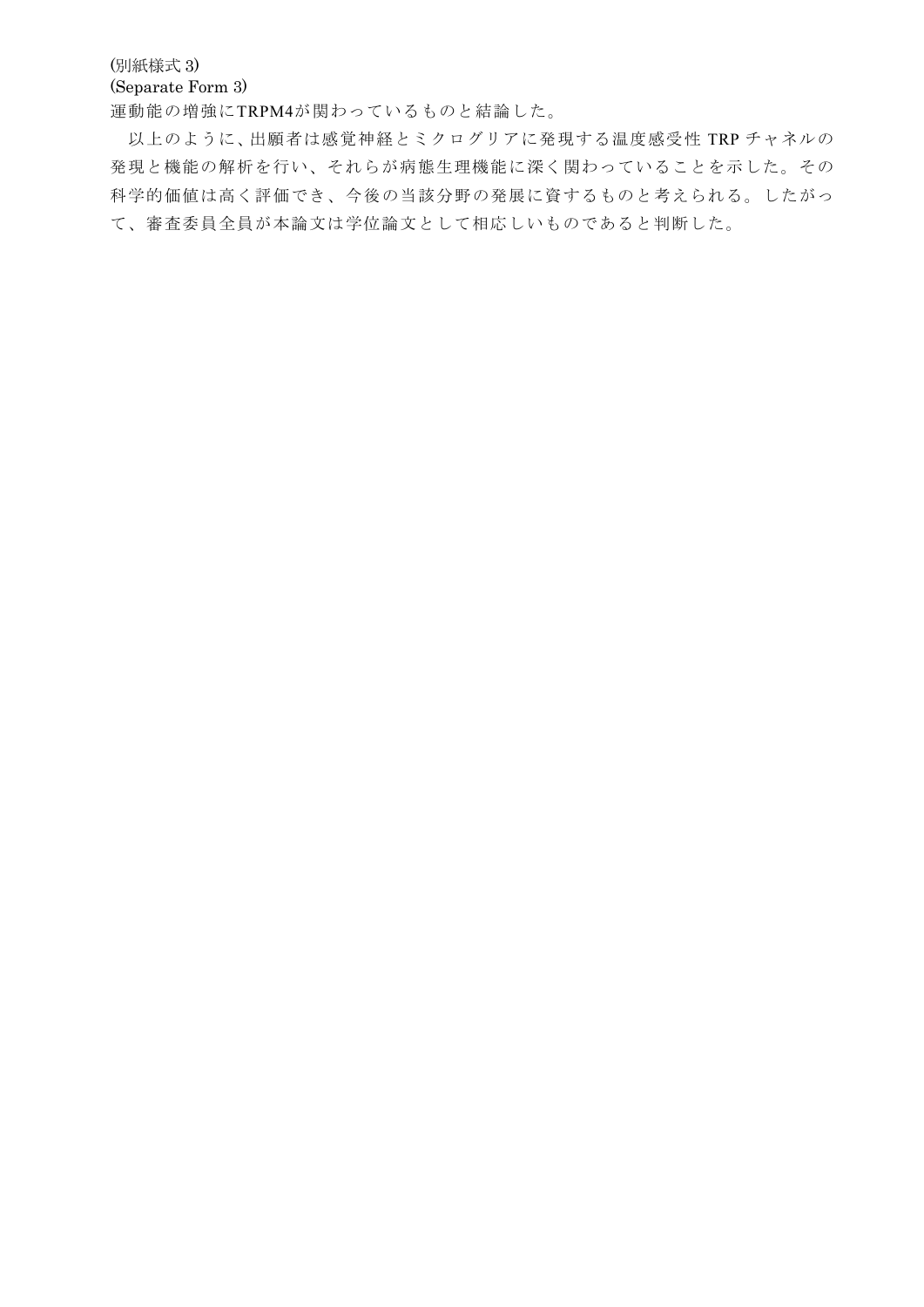(別紙様式 3)
(Separate Form 3)

運動能の増強にTRPM4が関わっているものと結論した。

以上のように、出願者は感覚神経とミクログリアに発現する温度感受性 TRP チャネルの発現と機能の解析を行い、それらが病態生理機能に深く関わっていることを示した。その科学的価値は高く評価でき、今後の当該分野の発展に資するものと考えられる。したがって、審査委員全員が本論文は学位論文として相応しいものであると判断した。